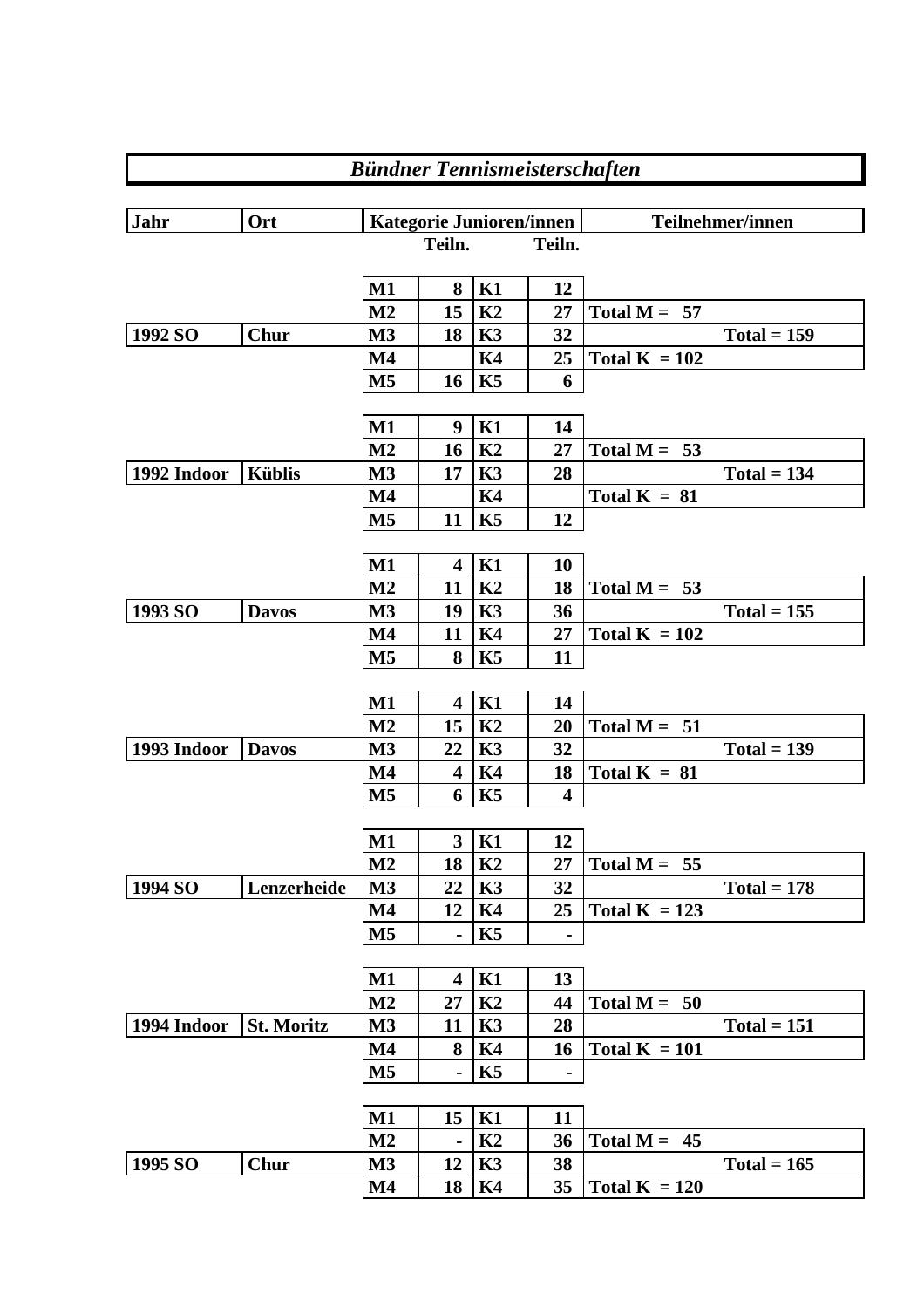# *Bündner Tennismeisterschaften*

| Jahr | Ort | Kategorie Junioren/innen | Teiln. | | Teiln. | Teilnehmer/innen | |
|---|---|---|---|---|---|---|---|
| | | M1 | 8 | K1 | 12 | | |
| | | M2 | 15 | K2 | 27 | Total M = 57 | |
| 1992 SO | Chur | M3 | 18 | K3 | 32 | | Total = 159 |
| | | M4 | | K4 | 25 | Total K = 102 | |
| | | M5 | 16 | K5 | 6 | | |
| | | M1 | 9 | K1 | 14 | | |
| | | M2 | 16 | K2 | 27 | Total M = 53 | |
| 1992 Indoor | Küblis | M3 | 17 | K3 | 28 | | Total = 134 |
| | | M4 | | K4 | | Total K = 81 | |
| | | M5 | 11 | K5 | 12 | | |
| | | M1 | 4 | K1 | 10 | | |
| | | M2 | 11 | K2 | 18 | Total M = 53 | |
| 1993 SO | Davos | M3 | 19 | K3 | 36 | | Total = 155 |
| | | M4 | 11 | K4 | 27 | Total K = 102 | |
| | | M5 | 8 | K5 | 11 | | |
| | | M1 | 4 | K1 | 14 | | |
| | | M2 | 15 | K2 | 20 | Total M = 51 | |
| 1993 Indoor | Davos | M3 | 22 | K3 | 32 | | Total = 139 |
| | | M4 | 4 | K4 | 18 | Total K = 81 | |
| | | M5 | 6 | K5 | 4 | | |
| | | M1 | 3 | K1 | 12 | | |
| | | M2 | 18 | K2 | 27 | Total M = 55 | |
| 1994 SO | Lenzerheide | M3 | 22 | K3 | 32 | | Total = 178 |
| | | M4 | 12 | K4 | 25 | Total K = 123 | |
| | | M5 | - | K5 | - | | |
| | | M1 | 4 | K1 | 13 | | |
| | | M2 | 27 | K2 | 44 | Total M = 50 | |
| 1994 Indoor | St. Moritz | M3 | 11 | K3 | 28 | | Total = 151 |
| | | M4 | 8 | K4 | 16 | Total K = 101 | |
| | | M5 | - | K5 | - | | |
| | | M1 | 15 | K1 | 11 | | |
| | | M2 | - | K2 | 36 | Total M = 45 | |
| 1995 SO | Chur | M3 | 12 | K3 | 38 | | Total = 165 |
| | | M4 | 18 | K4 | 35 | Total K = 120 | |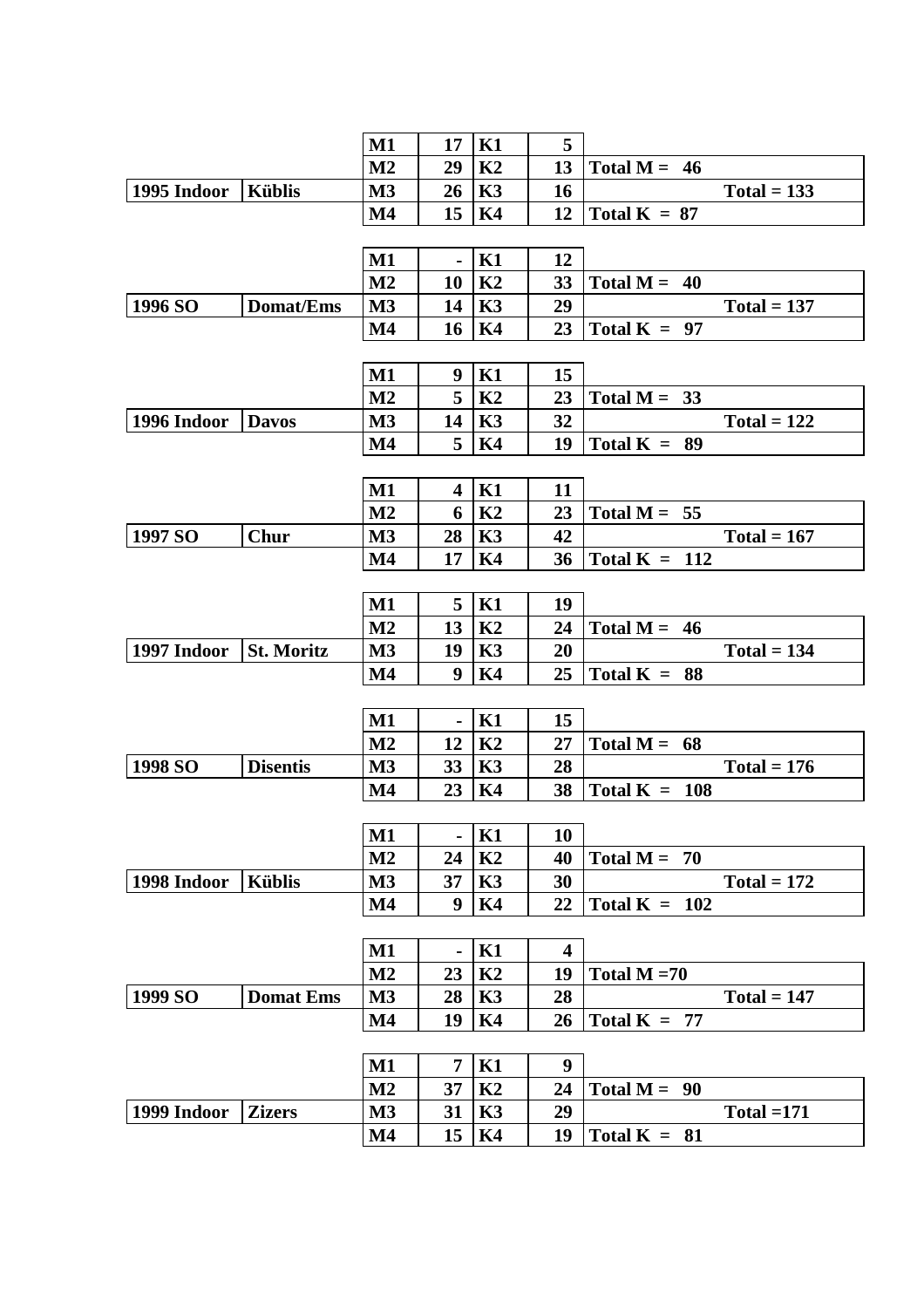| | | | | | | |
|---|---|---|---|---|---|---|
| | | M1 | 17 | K1 | 5 | |
| | | M2 | 29 | K2 | 13 | Total M = 46 |
| 1995 Indoor | Küblis | M3 | 26 | K3 | 16 | Total = 133 |
| | | M4 | 15 | K4 | 12 | Total K = 87 |
| | | | | | | |
| | | M1 | - | K1 | 12 | |
| | | M2 | 10 | K2 | 33 | Total M = 40 |
| 1996 SO | Domat/Ems | M3 | 14 | K3 | 29 | Total = 137 |
| | | M4 | 16 | K4 | 23 | Total K = 97 |
| | | | | | | |
| | | M1 | 9 | K1 | 15 | |
| | | M2 | 5 | K2 | 23 | Total M = 33 |
| 1996 Indoor | Davos | M3 | 14 | K3 | 32 | Total = 122 |
| | | M4 | 5 | K4 | 19 | Total K = 89 |
| | | | | | | |
| | | M1 | 4 | K1 | 11 | |
| | | M2 | 6 | K2 | 23 | Total M = 55 |
| 1997 SO | Chur | M3 | 28 | K3 | 42 | Total = 167 |
| | | M4 | 17 | K4 | 36 | Total K = 112 |
| | | | | | | |
| | | M1 | 5 | K1 | 19 | |
| | | M2 | 13 | K2 | 24 | Total M = 46 |
| 1997 Indoor | St. Moritz | M3 | 19 | K3 | 20 | Total = 134 |
| | | M4 | 9 | K4 | 25 | Total K = 88 |
| | | | | | | |
| | | M1 | - | K1 | 15 | |
| | | M2 | 12 | K2 | 27 | Total M = 68 |
| 1998 SO | Disentis | M3 | 33 | K3 | 28 | Total = 176 |
| | | M4 | 23 | K4 | 38 | Total K = 108 |
| | | | | | | |
| | | M1 | - | K1 | 10 | |
| | | M2 | 24 | K2 | 40 | Total M = 70 |
| 1998 Indoor | Küblis | M3 | 37 | K3 | 30 | Total = 172 |
| | | M4 | 9 | K4 | 22 | Total K = 102 |
| | | | | | | |
| | | M1 | - | K1 | 4 | |
| | | M2 | 23 | K2 | 19 | Total M =70 |
| 1999 SO | Domat Ems | M3 | 28 | K3 | 28 | Total = 147 |
| | | M4 | 19 | K4 | 26 | Total K = 77 |
| | | | | | | |
| | | M1 | 7 | K1 | 9 | |
| | | M2 | 37 | K2 | 24 | Total M = 90 |
| 1999 Indoor | Zizers | M3 | 31 | K3 | 29 | Total =171 |
| | | M4 | 15 | K4 | 19 | Total K = 81 |